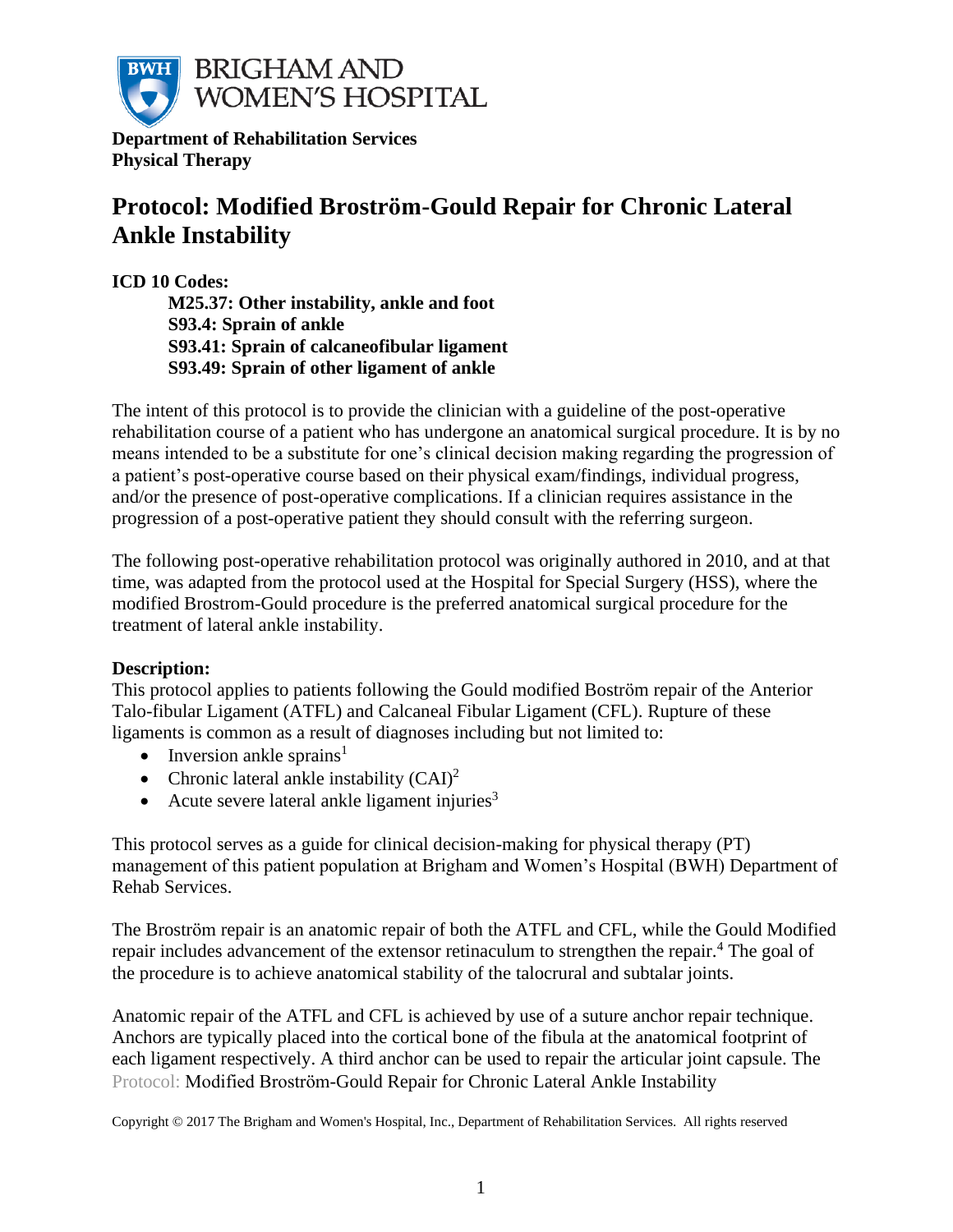**Department of Rehabilitation Services**
**Physical Therapy**

# Protocol: Modified Broström-Gould Repair for Chronic Lateral Ankle Instability

**ICD 10 Codes:**

**M25.37: Other instability, ankle and foot**
**S93.4: Sprain of ankle**
**S93.41: Sprain of calcaneofibular ligament**
**S93.49: Sprain of other ligament of ankle**

The intent of this protocol is to provide the clinician with a guideline of the post-operative rehabilitation course of a patient who has undergone an anatomical surgical procedure. It is by no means intended to be a substitute for one's clinical decision making regarding the progression of a patient's post-operative course based on their physical exam/findings, individual progress, and/or the presence of post-operative complications. If a clinician requires assistance in the progression of a post-operative patient they should consult with the referring surgeon.

The following post-operative rehabilitation protocol was originally authored in 2010, and at that time, was adapted from the protocol used at the Hospital for Special Surgery (HSS), where the modified Brostrom-Gould procedure is the preferred anatomical surgical procedure for the treatment of lateral ankle instability.

**Description:**
This protocol applies to patients following the Gould modified Boström repair of the Anterior Talo-fibular Ligament (ATFL) and Calcaneal Fibular Ligament (CFL). Rupture of these ligaments is common as a result of diagnoses including but not limited to:

- Inversion ankle sprains[1]
- Chronic lateral ankle instability (CAI)[2]
- Acute severe lateral ankle ligament injuries[3]

This protocol serves as a guide for clinical decision-making for physical therapy (PT) management of this patient population at Brigham and Women's Hospital (BWH) Department of Rehab Services.

The Broström repair is an anatomic repair of both the ATFL and CFL, while the Gould Modified repair includes advancement of the extensor retinaculum to strengthen the repair.[4] The goal of the procedure is to achieve anatomical stability of the talocrural and subtalar joints.

Anatomic repair of the ATFL and CFL is achieved by use of a suture anchor repair technique. Anchors are typically placed into the cortical bone of the fibula at the anatomical footprint of each ligament respectively. A third anchor can be used to repair the articular joint capsule. The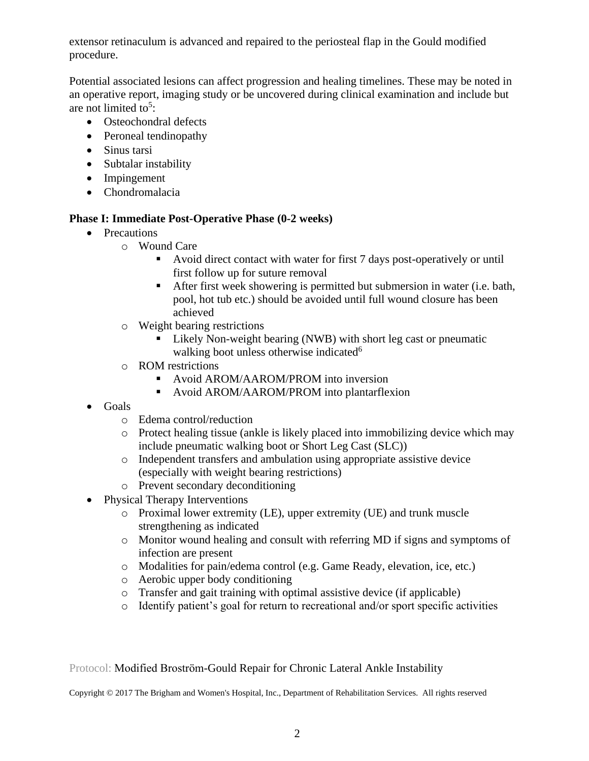extensor retinaculum is advanced and repaired to the periosteal flap in the Gould modified procedure.

Potential associated lesions can affect progression and healing timelines. These may be noted in an operative report, imaging study or be uncovered during clinical examination and include but are not limited to[5]:

- Osteochondral defects
- Peroneal tendinopathy
- Sinus tarsi
- Subtalar instability
- Impingement
- Chondromalacia

**Phase I: Immediate Post-Operative Phase (0-2 weeks)**

- Precautions
  - Wound Care
    - Avoid direct contact with water for first 7 days post-operatively or until first follow up for suture removal
    - After first week showering is permitted but submersion in water (i.e. bath, pool, hot tub etc.) should be avoided until full wound closure has been achieved
  - Weight bearing restrictions
    - Likely Non-weight bearing (NWB) with short leg cast or pneumatic walking boot unless otherwise indicated[6]
  - ROM restrictions
    - Avoid AROM/AAROM/PROM into inversion
    - Avoid AROM/AAROM/PROM into plantarflexion
- Goals
  - Edema control/reduction
  - Protect healing tissue (ankle is likely placed into immobilizing device which may include pneumatic walking boot or Short Leg Cast (SLC))
  - Independent transfers and ambulation using appropriate assistive device (especially with weight bearing restrictions)
  - Prevent secondary deconditioning
- Physical Therapy Interventions
  - Proximal lower extremity (LE), upper extremity (UE) and trunk muscle strengthening as indicated
  - Monitor wound healing and consult with referring MD if signs and symptoms of infection are present
  - Modalities for pain/edema control (e.g. Game Ready, elevation, ice, etc.)
  - Aerobic upper body conditioning
  - Transfer and gait training with optimal assistive device (if applicable)
  - Identify patient's goal for return to recreational and/or sport specific activities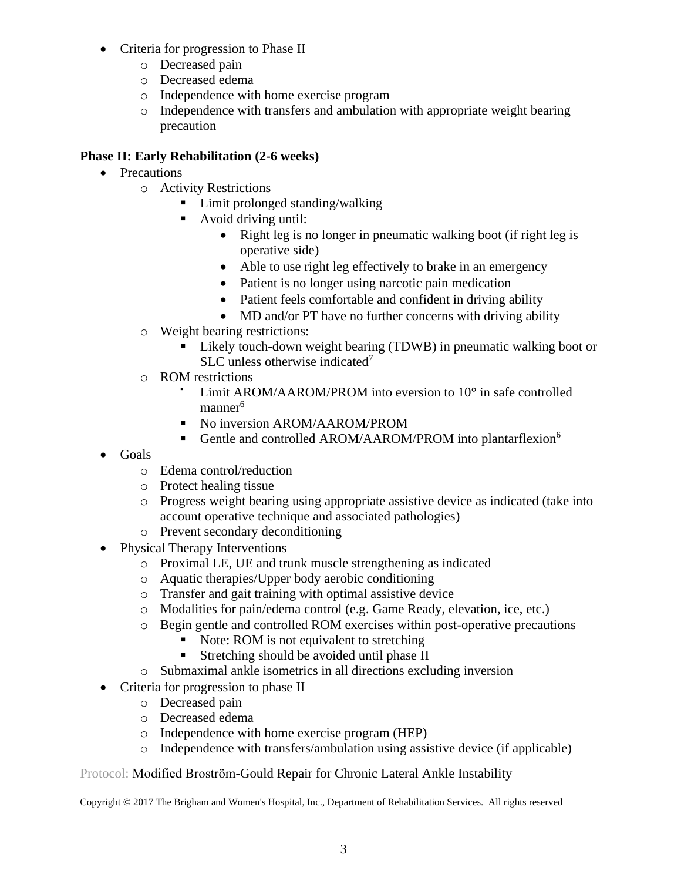- Criteria for progression to Phase II
  - Decreased pain
  - Decreased edema
  - Independence with home exercise program
  - Independence with transfers and ambulation with appropriate weight bearing precaution

**Phase II: Early Rehabilitation (2-6 weeks)**

- Precautions
  - Activity Restrictions
    - Limit prolonged standing/walking
    - Avoid driving until:
      - Right leg is no longer in pneumatic walking boot (if right leg is operative side)
      - Able to use right leg effectively to brake in an emergency
      - Patient is no longer using narcotic pain medication
      - Patient feels comfortable and confident in driving ability
      - MD and/or PT have no further concerns with driving ability
  - Weight bearing restrictions:
    - Likely touch-down weight bearing (TDWB) in pneumatic walking boot or SLC unless otherwise indicated[7]
  - ROM restrictions
    - Limit AROM/AAROM/PROM into eversion to 10° in safe controlled manner[6]
    - No inversion AROM/AAROM/PROM
    - Gentle and controlled AROM/AAROM/PROM into plantarflexion[6]
- Goals
  - Edema control/reduction
  - Protect healing tissue
  - Progress weight bearing using appropriate assistive device as indicated (take into account operative technique and associated pathologies)
  - Prevent secondary deconditioning
- Physical Therapy Interventions
  - Proximal LE, UE and trunk muscle strengthening as indicated
  - Aquatic therapies/Upper body aerobic conditioning
  - Transfer and gait training with optimal assistive device
  - Modalities for pain/edema control (e.g. Game Ready, elevation, ice, etc.)
  - Begin gentle and controlled ROM exercises within post-operative precautions
    - Note: ROM is not equivalent to stretching
    - Stretching should be avoided until phase II
  - Submaximal ankle isometrics in all directions excluding inversion
- Criteria for progression to phase II
  - Decreased pain
  - Decreased edema
  - Independence with home exercise program (HEP)
  - Independence with transfers/ambulation using assistive device (if applicable)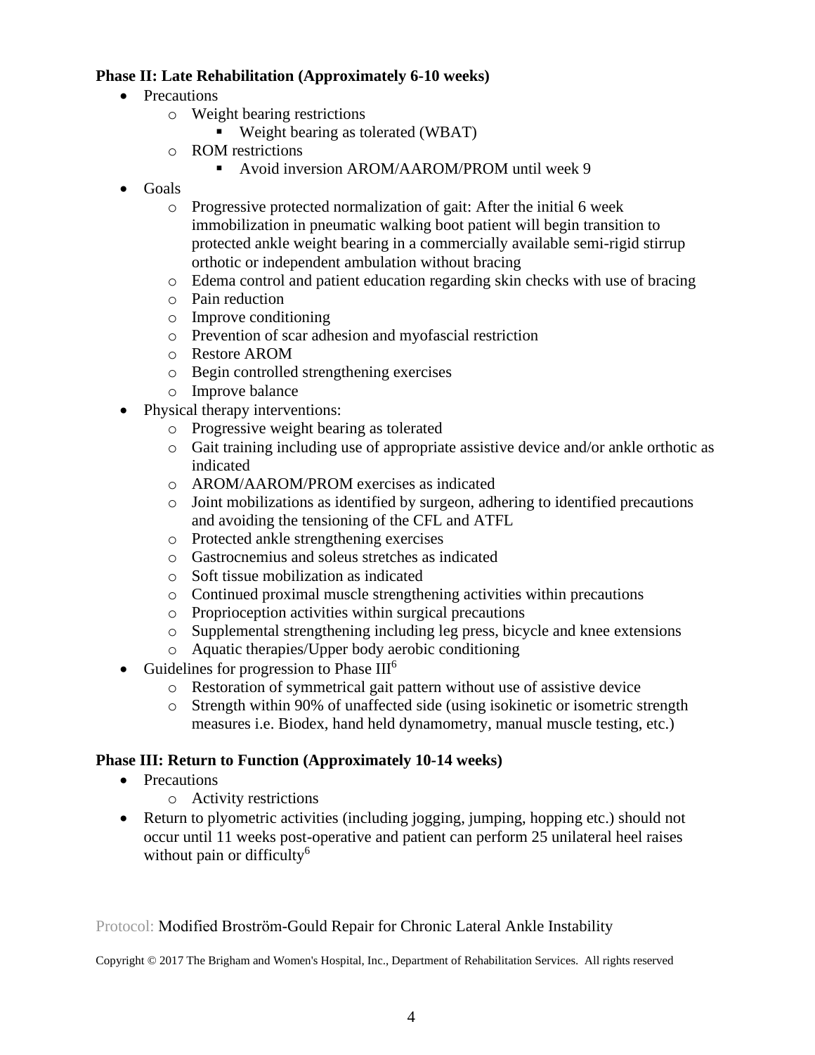**Phase II: Late Rehabilitation (Approximately 6-10 weeks)**

- Precautions
  - Weight bearing restrictions
    - Weight bearing as tolerated (WBAT)
  - ROM restrictions
    - Avoid inversion AROM/AAROM/PROM until week 9
- Goals
  - Progressive protected normalization of gait: After the initial 6 week immobilization in pneumatic walking boot patient will begin transition to protected ankle weight bearing in a commercially available semi-rigid stirrup orthotic or independent ambulation without bracing
  - Edema control and patient education regarding skin checks with use of bracing
  - Pain reduction
  - Improve conditioning
  - Prevention of scar adhesion and myofascial restriction
  - Restore AROM
  - Begin controlled strengthening exercises
  - Improve balance
- Physical therapy interventions:
  - Progressive weight bearing as tolerated
  - Gait training including use of appropriate assistive device and/or ankle orthotic as indicated
  - AROM/AAROM/PROM exercises as indicated
  - Joint mobilizations as identified by surgeon, adhering to identified precautions and avoiding the tensioning of the CFL and ATFL
  - Protected ankle strengthening exercises
  - Gastrocnemius and soleus stretches as indicated
  - Soft tissue mobilization as indicated
  - Continued proximal muscle strengthening activities within precautions
  - Proprioception activities within surgical precautions
  - Supplemental strengthening including leg press, bicycle and knee extensions
  - Aquatic therapies/Upper body aerobic conditioning
- Guidelines for progression to Phase III[6]
  - Restoration of symmetrical gait pattern without use of assistive device
  - Strength within 90% of unaffected side (using isokinetic or isometric strength measures i.e. Biodex, hand held dynamometry, manual muscle testing, etc.)

**Phase III: Return to Function (Approximately 10-14 weeks)**

- Precautions
  - Activity restrictions
- Return to plyometric activities (including jogging, jumping, hopping etc.) should not occur until 11 weeks post-operative and patient can perform 25 unilateral heel raises without pain or difficulty[6]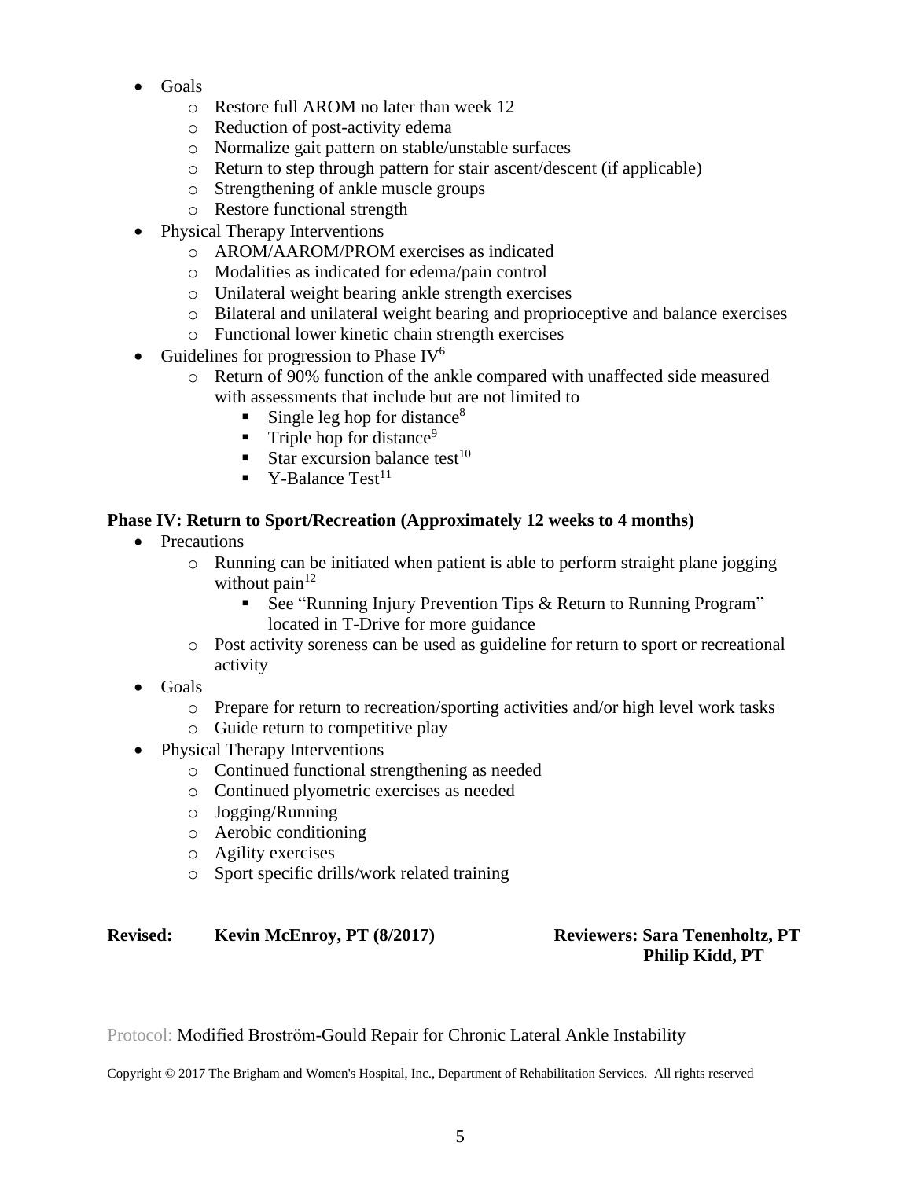- Goals
  - Restore full AROM no later than week 12
  - Reduction of post-activity edema
  - Normalize gait pattern on stable/unstable surfaces
  - Return to step through pattern for stair ascent/descent (if applicable)
  - Strengthening of ankle muscle groups
  - Restore functional strength
- Physical Therapy Interventions
  - AROM/AAROM/PROM exercises as indicated
  - Modalities as indicated for edema/pain control
  - Unilateral weight bearing ankle strength exercises
  - Bilateral and unilateral weight bearing and proprioceptive and balance exercises
  - Functional lower kinetic chain strength exercises
- Guidelines for progression to Phase IV[6]
  - Return of 90% function of the ankle compared with unaffected side measured with assessments that include but are not limited to
    - Single leg hop for distance[8]
    - Triple hop for distance[9]
    - Star excursion balance test[10]
    - Y-Balance Test[11]

**Phase IV: Return to Sport/Recreation (Approximately 12 weeks to 4 months)**

- Precautions
  - Running can be initiated when patient is able to perform straight plane jogging without pain[12]
    - See "Running Injury Prevention Tips & Return to Running Program" located in T-Drive for more guidance
  - Post activity soreness can be used as guideline for return to sport or recreational activity
- Goals
  - Prepare for return to recreation/sporting activities and/or high level work tasks
  - Guide return to competitive play
- Physical Therapy Interventions
  - Continued functional strengthening as needed
  - Continued plyometric exercises as needed
  - Jogging/Running
  - Aerobic conditioning
  - Agility exercises
  - Sport specific drills/work related training

**Revised: Kevin McEnroy, PT (8/2017)**

**Reviewers: Sara Tenenholtz, PT**
**Philip Kidd, PT**

Protocol: Modified Broström-Gould Repair for Chronic Lateral Ankle Instability

Copyright © 2017 The Brigham and Women's Hospital, Inc., Department of Rehabilitation Services. All rights reserved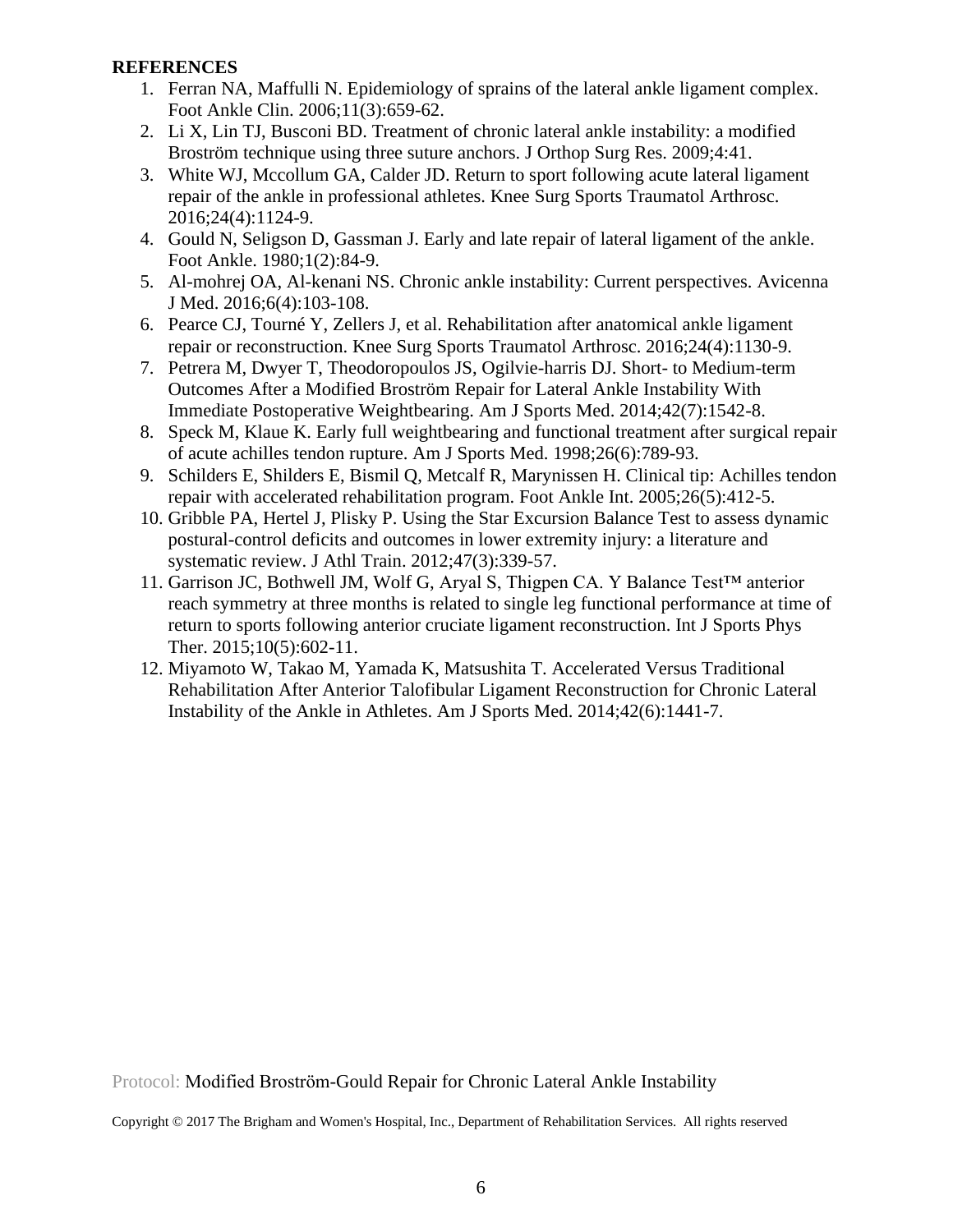**REFERENCES**

1. Ferran NA, Maffulli N. Epidemiology of sprains of the lateral ankle ligament complex. Foot Ankle Clin. 2006;11(3):659-62.
2. Li X, Lin TJ, Busconi BD. Treatment of chronic lateral ankle instability: a modified Broström technique using three suture anchors. J Orthop Surg Res. 2009;4:41.
3. White WJ, Mccollum GA, Calder JD. Return to sport following acute lateral ligament repair of the ankle in professional athletes. Knee Surg Sports Traumatol Arthrosc. 2016;24(4):1124-9.
4. Gould N, Seligson D, Gassman J. Early and late repair of lateral ligament of the ankle. Foot Ankle. 1980;1(2):84-9.
5. Al-mohrej OA, Al-kenani NS. Chronic ankle instability: Current perspectives. Avicenna J Med. 2016;6(4):103-108.
6. Pearce CJ, Tourné Y, Zellers J, et al. Rehabilitation after anatomical ankle ligament repair or reconstruction. Knee Surg Sports Traumatol Arthrosc. 2016;24(4):1130-9.
7. Petrera M, Dwyer T, Theodoropoulos JS, Ogilvie-harris DJ. Short- to Medium-term Outcomes After a Modified Broström Repair for Lateral Ankle Instability With Immediate Postoperative Weightbearing. Am J Sports Med. 2014;42(7):1542-8.
8. Speck M, Klaue K. Early full weightbearing and functional treatment after surgical repair of acute achilles tendon rupture. Am J Sports Med. 1998;26(6):789-93.
9. Schilders E, Shilders E, Bismil Q, Metcalf R, Marynissen H. Clinical tip: Achilles tendon repair with accelerated rehabilitation program. Foot Ankle Int. 2005;26(5):412-5.
10. Gribble PA, Hertel J, Plisky P. Using the Star Excursion Balance Test to assess dynamic postural-control deficits and outcomes in lower extremity injury: a literature and systematic review. J Athl Train. 2012;47(3):339-57.
11. Garrison JC, Bothwell JM, Wolf G, Aryal S, Thigpen CA. Y Balance Test™ anterior reach symmetry at three months is related to single leg functional performance at time of return to sports following anterior cruciate ligament reconstruction. Int J Sports Phys Ther. 2015;10(5):602-11.
12. Miyamoto W, Takao M, Yamada K, Matsushita T. Accelerated Versus Traditional Rehabilitation After Anterior Talofibular Ligament Reconstruction for Chronic Lateral Instability of the Ankle in Athletes. Am J Sports Med. 2014;42(6):1441-7.